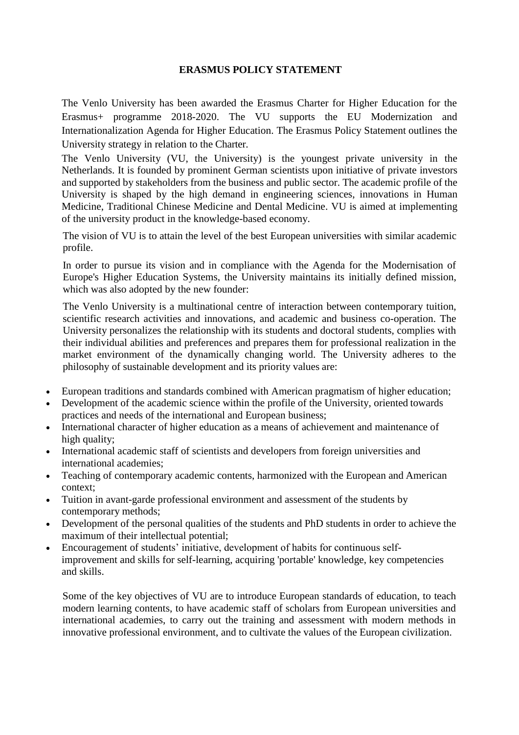**ERASMUS POLICY STATEMENT**

The Venlo University has been awarded the Erasmus Charter for Higher Education for the Erasmus+ programme 2018-2020. The VU supports the EU Modernization and Internationalization Agenda for Higher Education. The Erasmus Policy Statement outlines the University strategy in relation to the Charter.

The Venlo University (VU, the University) is the youngest private university in the Netherlands. It is founded by prominent German scientists upon initiative of private investors and supported by stakeholders from the business and public sector. The academic profile of the University is shaped by the high demand in engineering sciences, innovations in Human Medicine, Traditional Chinese Medicine and Dental Medicine. VU is aimed at implementing of the university product in the knowledge-based economy.

The vision of VU is to attain the level of the best European universities with similar academic profile.

In order to pursue its vision and in compliance with the Agenda for the Modernisation of Europe's Higher Education Systems, the University maintains its initially defined mission, which was also adopted by the new founder:

The Venlo University is a multinational centre of interaction between contemporary tuition, scientific research activities and innovations, and academic and business co-operation. The University personalizes the relationship with its students and doctoral students, complies with their individual abilities and preferences and prepares them for professional realization in the market environment of the dynamically changing world. The University adheres to the philosophy of sustainable development and its priority values are:

- European traditions and standards combined with American pragmatism of higher education;
- Development of the academic science within the profile of the University, oriented towards practices and needs of the international and European business;
- International character of higher education as a means of achievement and maintenance of high quality;
- International academic staff of scientists and developers from foreign universities and international academies;
- Teaching of contemporary academic contents, harmonized with the European and American context;
- Tuition in avant-garde professional environment and assessment of the students by contemporary methods;
- Development of the personal qualities of the students and PhD students in order to achieve the maximum of their intellectual potential;
- Encouragement of students' initiative, development of habits for continuous self-improvement and skills for self-learning, acquiring 'portable' knowledge, key competencies and skills.

Some of the key objectives of VU are to introduce European standards of education, to teach modern learning contents, to have academic staff of scholars from European universities and international academies, to carry out the training and assessment with modern methods in innovative professional environment, and to cultivate the values of the European civilization.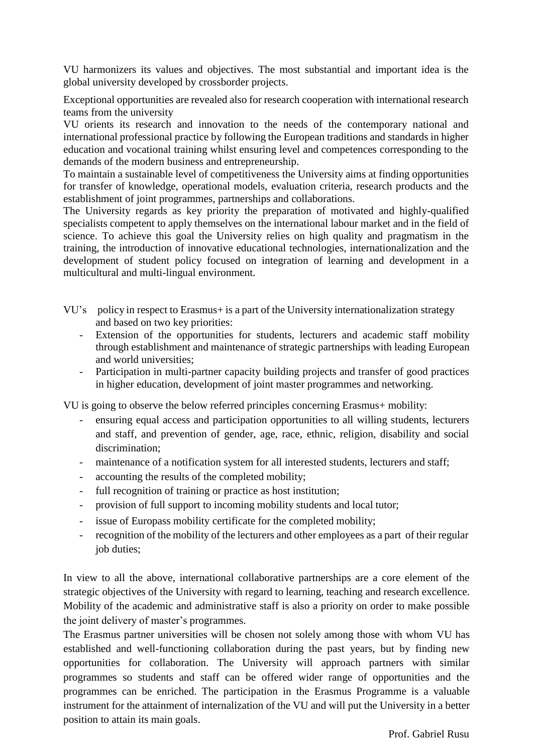VU harmonizers its values and objectives. The most substantial and important idea is the global university developed by crossborder projects.

Exceptional opportunities are revealed also for research cooperation with international research teams from the university

VU orients its research and innovation to the needs of the contemporary national and international professional practice by following the European traditions and standards in higher education and vocational training whilst ensuring level and competences corresponding to the demands of the modern business and entrepreneurship.

To maintain a sustainable level of competitiveness the University aims at finding opportunities for transfer of knowledge, operational models, evaluation criteria, research products and the establishment of joint programmes, partnerships and collaborations.

The University regards as key priority the preparation of motivated and highly-qualified specialists competent to apply themselves on the international labour market and in the field of science. To achieve this goal the University relies on high quality and pragmatism in the training, the introduction of innovative educational technologies, internationalization and the development of student policy focused on integration of learning and development in a multicultural and multi-lingual environment.

VU's policy in respect to Erasmus+ is a part of the University internationalization strategy and based on two key priorities:

- Extension of the opportunities for students, lecturers and academic staff mobility through establishment and maintenance of strategic partnerships with leading European and world universities;
- Participation in multi-partner capacity building projects and transfer of good practices in higher education, development of joint master programmes and networking.

VU is going to observe the below referred principles concerning Erasmus+ mobility:

- ensuring equal access and participation opportunities to all willing students, lecturers and staff, and prevention of gender, age, race, ethnic, religion, disability and social discrimination;
- maintenance of a notification system for all interested students, lecturers and staff;
- accounting the results of the completed mobility;
- full recognition of training or practice as host institution;
- provision of full support to incoming mobility students and local tutor;
- issue of Europass mobility certificate for the completed mobility;
- recognition of the mobility of the lecturers and other employees as a part of their regular job duties;

In view to all the above, international collaborative partnerships are a core element of the strategic objectives of the University with regard to learning, teaching and research excellence. Mobility of the academic and administrative staff is also a priority on order to make possible the joint delivery of master's programmes.

The Erasmus partner universities will be chosen not solely among those with whom VU has established and well-functioning collaboration during the past years, but by finding new opportunities for collaboration. The University will approach partners with similar programmes so students and staff can be offered wider range of opportunities and the programmes can be enriched. The participation in the Erasmus Programme is a valuable instrument for the attainment of internalization of the VU and will put the University in a better position to attain its main goals.

Prof. Gabriel Rusu